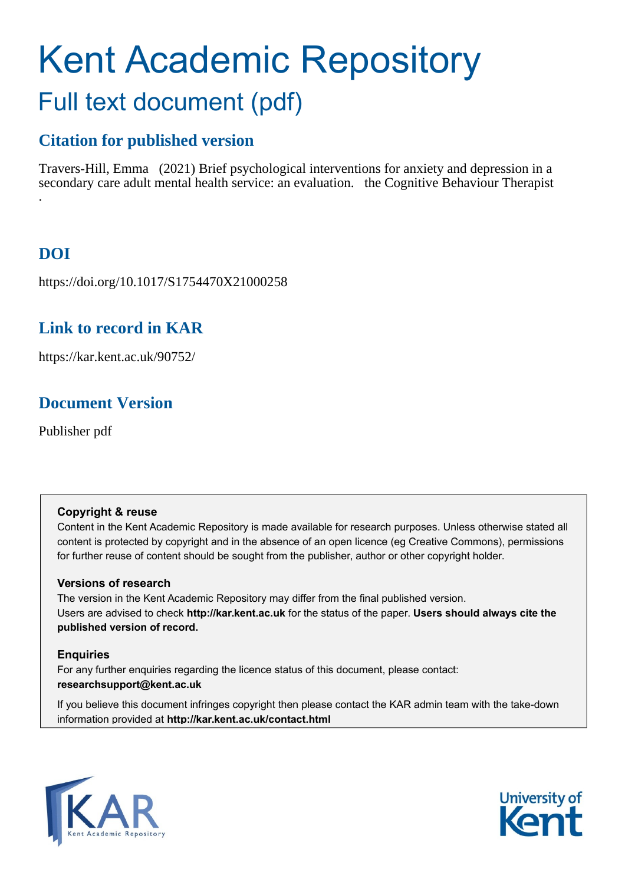# Kent Academic Repository

## Full text document (pdf)

### Citation for published version

Travers-Hill, Emma (2021) Brief psychological interventions for anxiety and depression in a secondary care adult mental health service: an evaluation. the Cognitive Behaviour Therapist .

### DOI

https://doi.org/10.1017/S1754470X21000258

### Link to record in KAR

https://kar.kent.ac.uk/90752/

### Document Version

Publisher pdf

**Copyright & reuse**

Content in the Kent Academic Repository is made available for research purposes. Unless otherwise stated all content is protected by copyright and in the absence of an open licence (eg Creative Commons), permissions for further reuse of content should be sought from the publisher, author or other copyright holder.

**Versions of research**

The version in the Kent Academic Repository may differ from the final published version. Users are advised to check **http://kar.kent.ac.uk** for the status of the paper. **Users should always cite the published version of record.**

**Enquiries**

For any further enquiries regarding the licence status of this document, please contact: **researchsupport@kent.ac.uk**

If you believe this document infringes copyright then please contact the KAR admin team with the take-down information provided at **http://kar.kent.ac.uk/contact.html**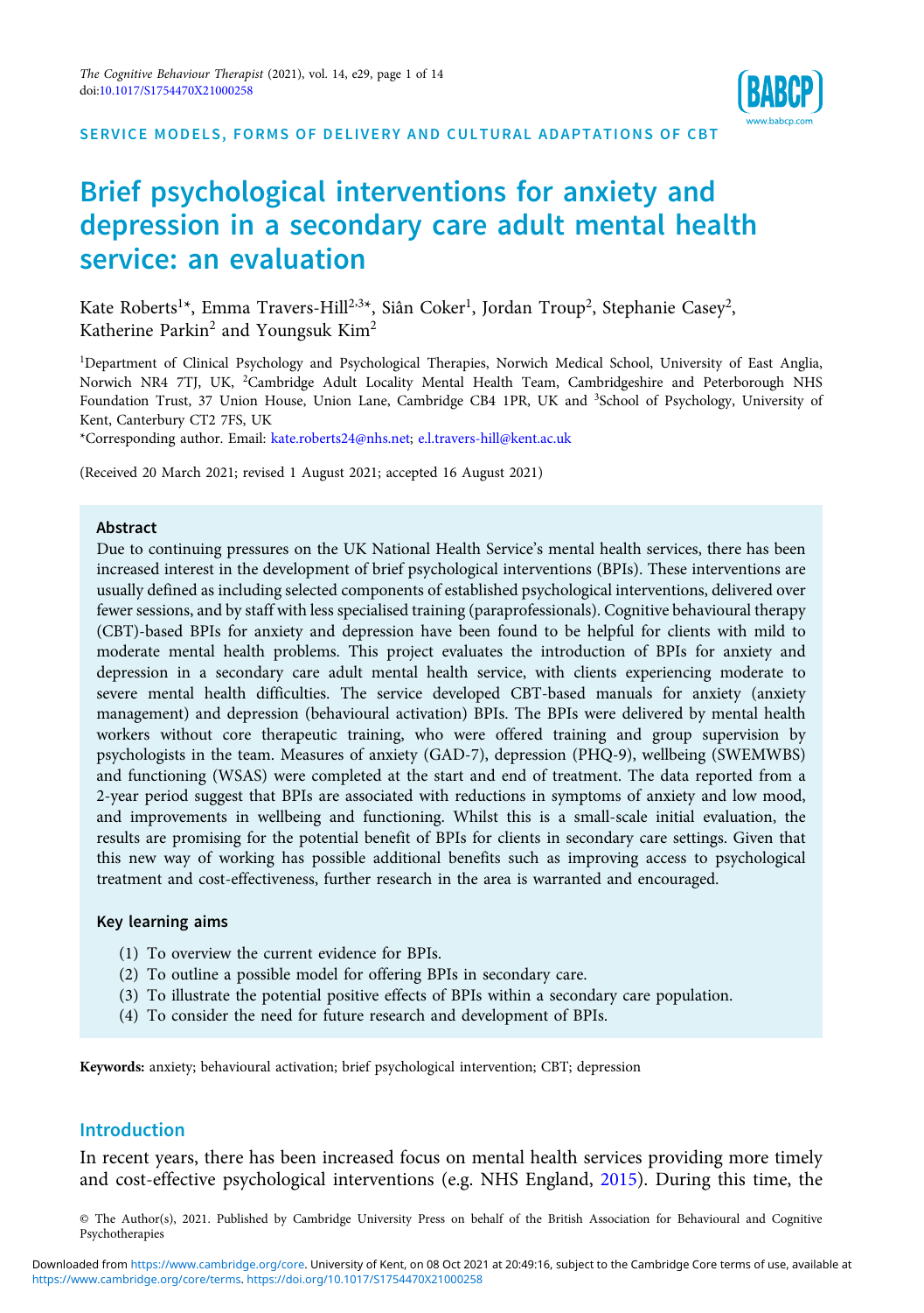SERVICE MODELS, FORMS OF DELIVERY AND CULTURAL ADAPTATIONS OF CBT

# Brief psychological interventions for anxiety and depression in a secondary care adult mental health service: an evaluation

Kate Roberts[1]*, Emma Travers-Hill[2,3]*, Siân Coker[1], Jordan Troup[2], Stephanie Casey[2], Katherine Parkin[2] and Youngsuk Kim[2]

[1]Department of Clinical Psychology and Psychological Therapies, Norwich Medical School, University of East Anglia, Norwich NR4 7TJ, UK, [2]Cambridge Adult Locality Mental Health Team, Cambridgeshire and Peterborough NHS Foundation Trust, 37 Union House, Union Lane, Cambridge CB4 1PR, UK and [3]School of Psychology, University of Kent, Canterbury CT2 7FS, UK

*Corresponding author. Email: kate.roberts24@nhs.net; e.l.travers-hill@kent.ac.uk

(Received 20 March 2021; revised 1 August 2021; accepted 16 August 2021)

## Abstract

Due to continuing pressures on the UK National Health Service's mental health services, there has been increased interest in the development of brief psychological interventions (BPIs). These interventions are usually defined as including selected components of established psychological interventions, delivered over fewer sessions, and by staff with less specialised training (paraprofessionals). Cognitive behavioural therapy (CBT)-based BPIs for anxiety and depression have been found to be helpful for clients with mild to moderate mental health problems. This project evaluates the introduction of BPIs for anxiety and depression in a secondary care adult mental health service, with clients experiencing moderate to severe mental health difficulties. The service developed CBT-based manuals for anxiety (anxiety management) and depression (behavioural activation) BPIs. The BPIs were delivered by mental health workers without core therapeutic training, who were offered training and group supervision by psychologists in the team. Measures of anxiety (GAD-7), depression (PHQ-9), wellbeing (SWEMWBS) and functioning (WSAS) were completed at the start and end of treatment. The data reported from a 2-year period suggest that BPIs are associated with reductions in symptoms of anxiety and low mood, and improvements in wellbeing and functioning. Whilst this is a small-scale initial evaluation, the results are promising for the potential benefit of BPIs for clients in secondary care settings. Given that this new way of working has possible additional benefits such as improving access to psychological treatment and cost-effectiveness, further research in the area is warranted and encouraged.

### Key learning aims

(1) To overview the current evidence for BPIs.
(2) To outline a possible model for offering BPIs in secondary care.
(3) To illustrate the potential positive effects of BPIs within a secondary care population.
(4) To consider the need for future research and development of BPIs.

**Keywords:** anxiety; behavioural activation; brief psychological intervention; CBT; depression

## Introduction

In recent years, there has been increased focus on mental health services providing more timely and cost-effective psychological interventions (e.g. NHS England, 2015). During this time, the

© The Author(s), 2021. Published by Cambridge University Press on behalf of the British Association for Behavioural and Cognitive Psychotherapies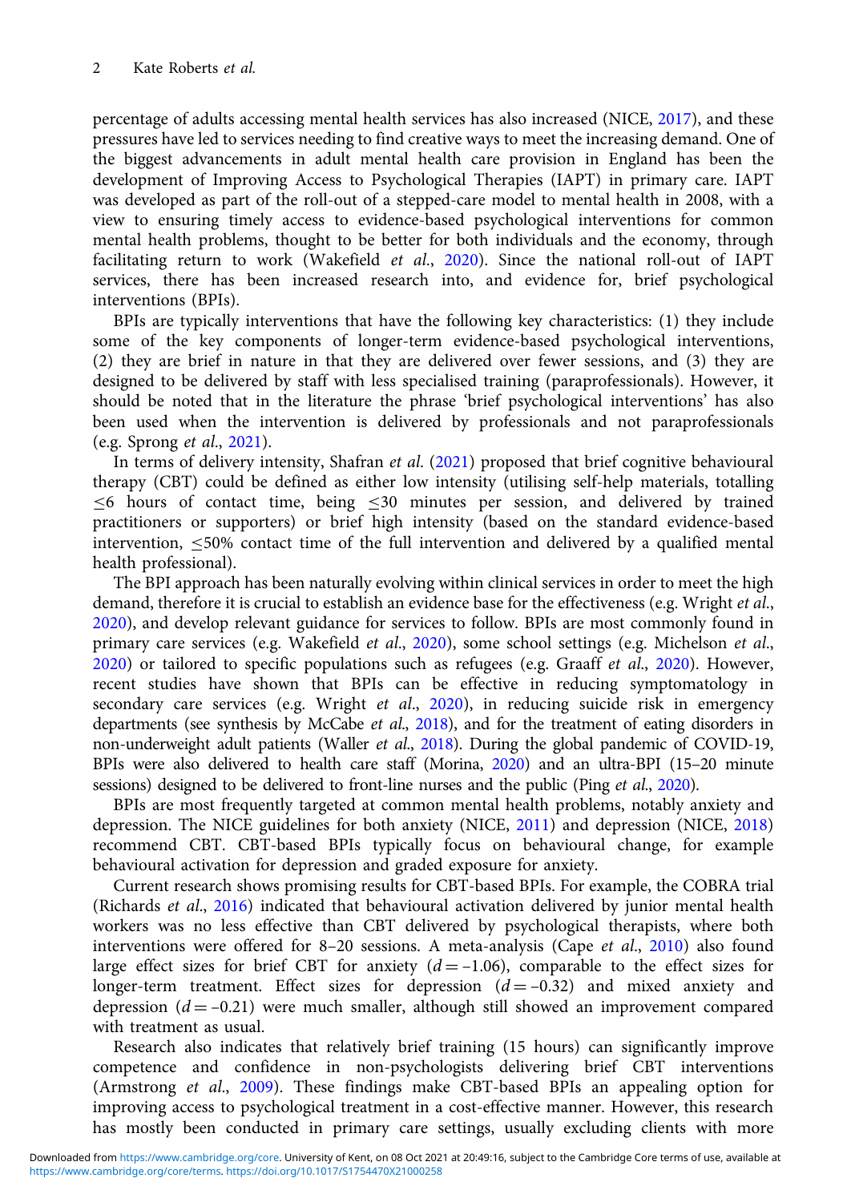percentage of adults accessing mental health services has also increased (NICE, 2017), and these pressures have led to services needing to find creative ways to meet the increasing demand. One of the biggest advancements in adult mental health care provision in England has been the development of Improving Access to Psychological Therapies (IAPT) in primary care. IAPT was developed as part of the roll-out of a stepped-care model to mental health in 2008, with a view to ensuring timely access to evidence-based psychological interventions for common mental health problems, thought to be better for both individuals and the economy, through facilitating return to work (Wakefield *et al.*, 2020). Since the national roll-out of IAPT services, there has been increased research into, and evidence for, brief psychological interventions (BPIs).

BPIs are typically interventions that have the following key characteristics: (1) they include some of the key components of longer-term evidence-based psychological interventions, (2) they are brief in nature in that they are delivered over fewer sessions, and (3) they are designed to be delivered by staff with less specialised training (paraprofessionals). However, it should be noted that in the literature the phrase 'brief psychological interventions' has also been used when the intervention is delivered by professionals and not paraprofessionals (e.g. Sprong *et al.*, 2021).

In terms of delivery intensity, Shafran *et al.* (2021) proposed that brief cognitive behavioural therapy (CBT) could be defined as either low intensity (utilising self-help materials, totalling $\leq$6 hours of contact time, being $\leq$30 minutes per session, and delivered by trained practitioners or supporters) or brief high intensity (based on the standard evidence-based intervention, $\leq$50% contact time of the full intervention and delivered by a qualified mental health professional).

The BPI approach has been naturally evolving within clinical services in order to meet the high demand, therefore it is crucial to establish an evidence base for the effectiveness (e.g. Wright *et al.*, 2020), and develop relevant guidance for services to follow. BPIs are most commonly found in primary care services (e.g. Wakefield *et al.*, 2020), some school settings (e.g. Michelson *et al.*, 2020) or tailored to specific populations such as refugees (e.g. Graaff *et al.*, 2020). However, recent studies have shown that BPIs can be effective in reducing symptomatology in secondary care services (e.g. Wright *et al.*, 2020), in reducing suicide risk in emergency departments (see synthesis by McCabe *et al.*, 2018), and for the treatment of eating disorders in non-underweight adult patients (Waller *et al.*, 2018). During the global pandemic of COVID-19, BPIs were also delivered to health care staff (Morina, 2020) and an ultra-BPI (15–20 minute sessions) designed to be delivered to front-line nurses and the public (Ping *et al.*, 2020).

BPIs are most frequently targeted at common mental health problems, notably anxiety and depression. The NICE guidelines for both anxiety (NICE, 2011) and depression (NICE, 2018) recommend CBT. CBT-based BPIs typically focus on behavioural change, for example behavioural activation for depression and graded exposure for anxiety.

Current research shows promising results for CBT-based BPIs. For example, the COBRA trial (Richards *et al.*, 2016) indicated that behavioural activation delivered by junior mental health workers was no less effective than CBT delivered by psychological therapists, where both interventions were offered for 8–20 sessions. A meta-analysis (Cape *et al.*, 2010) also found large effect sizes for brief CBT for anxiety ($d = -1.06$), comparable to the effect sizes for longer-term treatment. Effect sizes for depression ($d = -0.32$) and mixed anxiety and depression ($d = -0.21$) were much smaller, although still showed an improvement compared with treatment as usual.

Research also indicates that relatively brief training (15 hours) can significantly improve competence and confidence in non-psychologists delivering brief CBT interventions (Armstrong *et al.*, 2009). These findings make CBT-based BPIs an appealing option for improving access to psychological treatment in a cost-effective manner. However, this research has mostly been conducted in primary care settings, usually excluding clients with more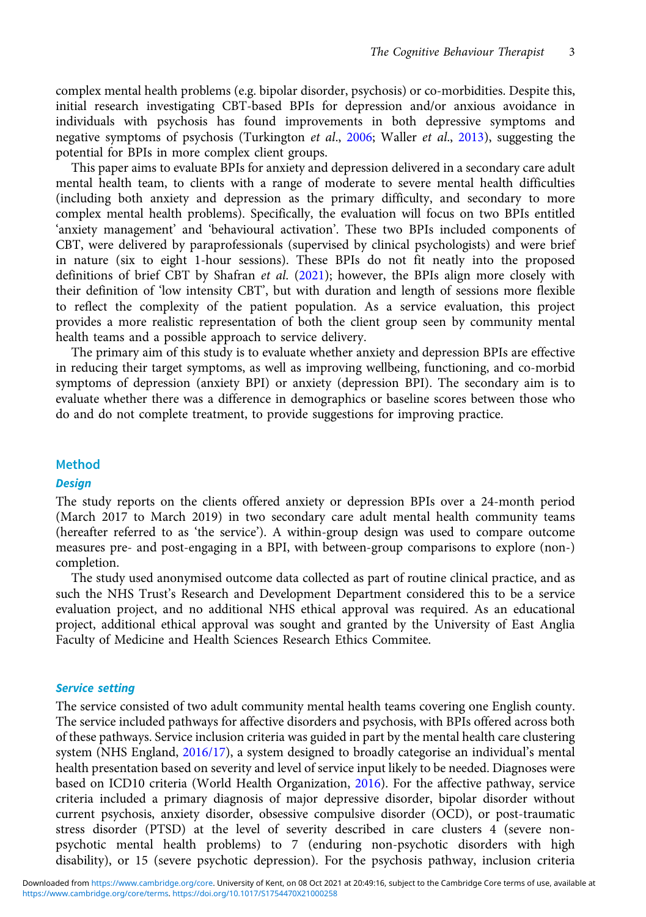complex mental health problems (e.g. bipolar disorder, psychosis) or co-morbidities. Despite this, initial research investigating CBT-based BPIs for depression and/or anxious avoidance in individuals with psychosis has found improvements in both depressive symptoms and negative symptoms of psychosis (Turkington *et al*., 2006; Waller *et al*., 2013), suggesting the potential for BPIs in more complex client groups.

This paper aims to evaluate BPIs for anxiety and depression delivered in a secondary care adult mental health team, to clients with a range of moderate to severe mental health difficulties (including both anxiety and depression as the primary difficulty, and secondary to more complex mental health problems). Specifically, the evaluation will focus on two BPIs entitled 'anxiety management' and 'behavioural activation'. These two BPIs included components of CBT, were delivered by paraprofessionals (supervised by clinical psychologists) and were brief in nature (six to eight 1-hour sessions). These BPIs do not fit neatly into the proposed definitions of brief CBT by Shafran *et al*. (2021); however, the BPIs align more closely with their definition of 'low intensity CBT', but with duration and length of sessions more flexible to reflect the complexity of the patient population. As a service evaluation, this project provides a more realistic representation of both the client group seen by community mental health teams and a possible approach to service delivery.

The primary aim of this study is to evaluate whether anxiety and depression BPIs are effective in reducing their target symptoms, as well as improving wellbeing, functioning, and co-morbid symptoms of depression (anxiety BPI) or anxiety (depression BPI). The secondary aim is to evaluate whether there was a difference in demographics or baseline scores between those who do and do not complete treatment, to provide suggestions for improving practice.

## Method

### Design

The study reports on the clients offered anxiety or depression BPIs over a 24-month period (March 2017 to March 2019) in two secondary care adult mental health community teams (hereafter referred to as 'the service'). A within-group design was used to compare outcome measures pre- and post-engaging in a BPI, with between-group comparisons to explore (non-) completion.

The study used anonymised outcome data collected as part of routine clinical practice, and as such the NHS Trust's Research and Development Department considered this to be a service evaluation project, and no additional NHS ethical approval was required. As an educational project, additional ethical approval was sought and granted by the University of East Anglia Faculty of Medicine and Health Sciences Research Ethics Commitee.

### Service setting

The service consisted of two adult community mental health teams covering one English county. The service included pathways for affective disorders and psychosis, with BPIs offered across both of these pathways. Service inclusion criteria was guided in part by the mental health care clustering system (NHS England, 2016/17), a system designed to broadly categorise an individual's mental health presentation based on severity and level of service input likely to be needed. Diagnoses were based on ICD10 criteria (World Health Organization, 2016). For the affective pathway, service criteria included a primary diagnosis of major depressive disorder, bipolar disorder without current psychosis, anxiety disorder, obsessive compulsive disorder (OCD), or post-traumatic stress disorder (PTSD) at the level of severity described in care clusters 4 (severe non-psychotic mental health problems) to 7 (enduring non-psychotic disorders with high disability), or 15 (severe psychotic depression). For the psychosis pathway, inclusion criteria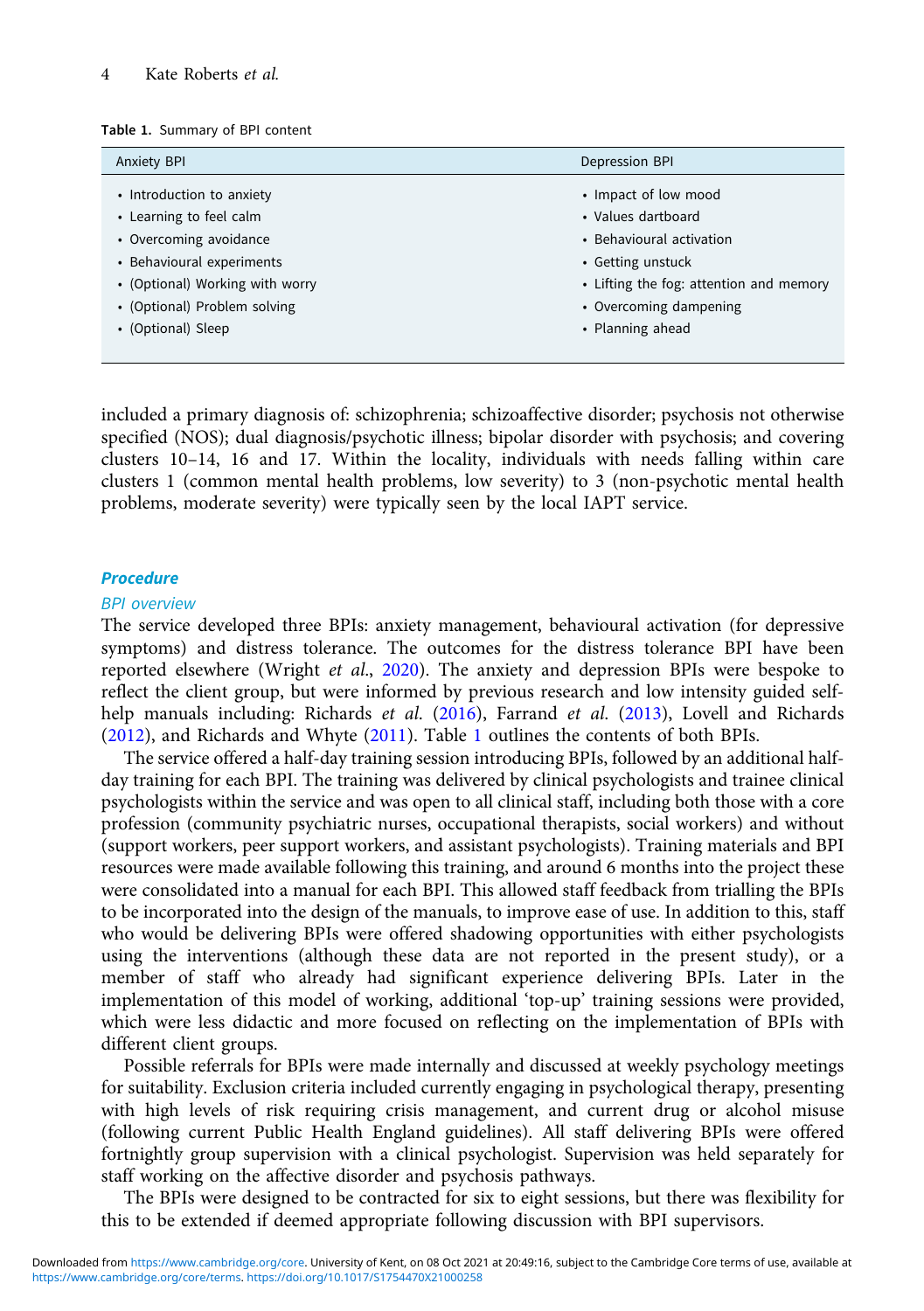Table 1. Summary of BPI content

| Anxiety BPI | Depression BPI |
|---|---|
| • Introduction to anxiety | • Impact of low mood |
| • Learning to feel calm | • Values dartboard |
| • Overcoming avoidance | • Behavioural activation |
| • Behavioural experiments | • Getting unstuck |
| • (Optional) Working with worry | • Lifting the fog: attention and memory |
| • (Optional) Problem solving | • Overcoming dampening |
| • (Optional) Sleep | • Planning ahead |

included a primary diagnosis of: schizophrenia; schizoaffective disorder; psychosis not otherwise specified (NOS); dual diagnosis/psychotic illness; bipolar disorder with psychosis; and covering clusters 10–14, 16 and 17. Within the locality, individuals with needs falling within care clusters 1 (common mental health problems, low severity) to 3 (non-psychotic mental health problems, moderate severity) were typically seen by the local IAPT service.

### Procedure

#### *BPI overview*

The service developed three BPIs: anxiety management, behavioural activation (for depressive symptoms) and distress tolerance. The outcomes for the distress tolerance BPI have been reported elsewhere (Wright *et al*., 2020). The anxiety and depression BPIs were bespoke to reflect the client group, but were informed by previous research and low intensity guided self-help manuals including: Richards *et al*. (2016), Farrand *et al*. (2013), Lovell and Richards (2012), and Richards and Whyte (2011). Table 1 outlines the contents of both BPIs.

The service offered a half-day training session introducing BPIs, followed by an additional half-day training for each BPI. The training was delivered by clinical psychologists and trainee clinical psychologists within the service and was open to all clinical staff, including both those with a core profession (community psychiatric nurses, occupational therapists, social workers) and without (support workers, peer support workers, and assistant psychologists). Training materials and BPI resources were made available following this training, and around 6 months into the project these were consolidated into a manual for each BPI. This allowed staff feedback from trialling the BPIs to be incorporated into the design of the manuals, to improve ease of use. In addition to this, staff who would be delivering BPIs were offered shadowing opportunities with either psychologists using the interventions (although these data are not reported in the present study), or a member of staff who already had significant experience delivering BPIs. Later in the implementation of this model of working, additional 'top-up' training sessions were provided, which were less didactic and more focused on reflecting on the implementation of BPIs with different client groups.

Possible referrals for BPIs were made internally and discussed at weekly psychology meetings for suitability. Exclusion criteria included currently engaging in psychological therapy, presenting with high levels of risk requiring crisis management, and current drug or alcohol misuse (following current Public Health England guidelines). All staff delivering BPIs were offered fortnightly group supervision with a clinical psychologist. Supervision was held separately for staff working on the affective disorder and psychosis pathways.

The BPIs were designed to be contracted for six to eight sessions, but there was flexibility for this to be extended if deemed appropriate following discussion with BPI supervisors.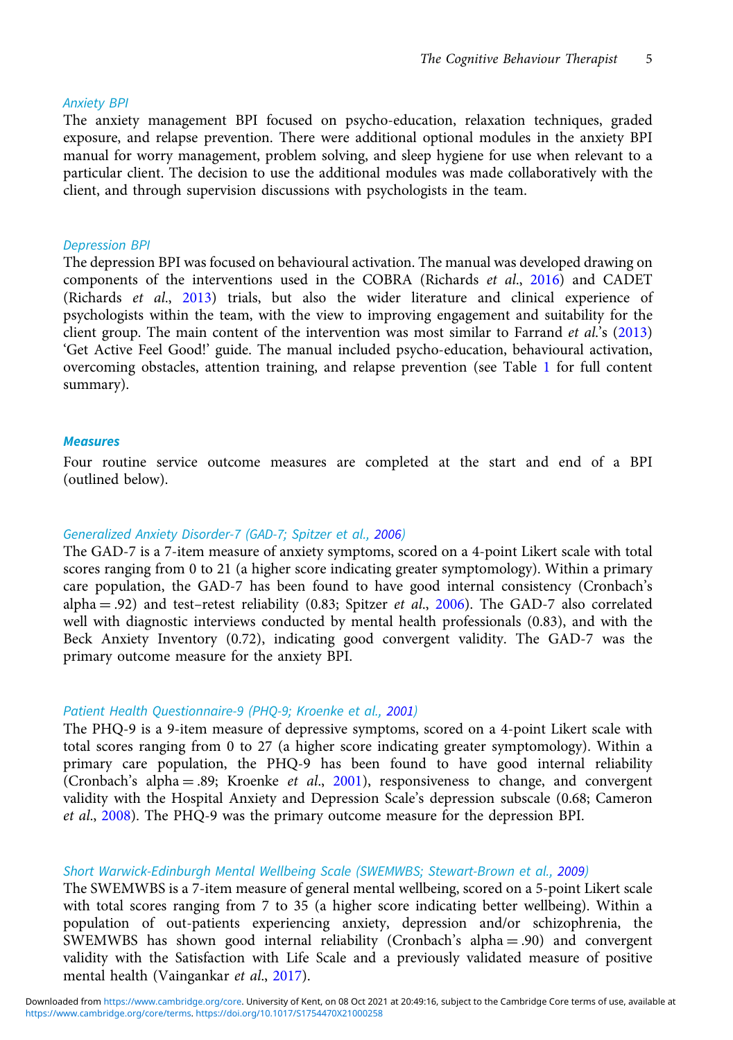### Anxiety BPI

The anxiety management BPI focused on psycho-education, relaxation techniques, graded exposure, and relapse prevention. There were additional optional modules in the anxiety BPI manual for worry management, problem solving, and sleep hygiene for use when relevant to a particular client. The decision to use the additional modules was made collaboratively with the client, and through supervision discussions with psychologists in the team.

### Depression BPI

The depression BPI was focused on behavioural activation. The manual was developed drawing on components of the interventions used in the COBRA (Richards *et al.*, 2016) and CADET (Richards *et al.*, 2013) trials, but also the wider literature and clinical experience of psychologists within the team, with the view to improving engagement and suitability for the client group. The main content of the intervention was most similar to Farrand *et al.*'s (2013) 'Get Active Feel Good!' guide. The manual included psycho-education, behavioural activation, overcoming obstacles, attention training, and relapse prevention (see Table 1 for full content summary).

## Measures

Four routine service outcome measures are completed at the start and end of a BPI (outlined below).

### Generalized Anxiety Disorder-7 (GAD-7; Spitzer et al., 2006)

The GAD-7 is a 7-item measure of anxiety symptoms, scored on a 4-point Likert scale with total scores ranging from 0 to 21 (a higher score indicating greater symptomology). Within a primary care population, the GAD-7 has been found to have good internal consistency (Cronbach's alpha = .92) and test–retest reliability (0.83; Spitzer *et al.*, 2006). The GAD-7 also correlated well with diagnostic interviews conducted by mental health professionals (0.83), and with the Beck Anxiety Inventory (0.72), indicating good convergent validity. The GAD-7 was the primary outcome measure for the anxiety BPI.

### Patient Health Questionnaire-9 (PHQ-9; Kroenke et al., 2001)

The PHQ-9 is a 9-item measure of depressive symptoms, scored on a 4-point Likert scale with total scores ranging from 0 to 27 (a higher score indicating greater symptomology). Within a primary care population, the PHQ-9 has been found to have good internal reliability (Cronbach's alpha = .89; Kroenke *et al.*, 2001), responsiveness to change, and convergent validity with the Hospital Anxiety and Depression Scale's depression subscale (0.68; Cameron *et al.*, 2008). The PHQ-9 was the primary outcome measure for the depression BPI.

### Short Warwick-Edinburgh Mental Wellbeing Scale (SWEMWBS; Stewart-Brown et al., 2009)

The SWEMWBS is a 7-item measure of general mental wellbeing, scored on a 5-point Likert scale with total scores ranging from 7 to 35 (a higher score indicating better wellbeing). Within a population of out-patients experiencing anxiety, depression and/or schizophrenia, the SWEMWBS has shown good internal reliability (Cronbach's alpha = .90) and convergent validity with the Satisfaction with Life Scale and a previously validated measure of positive mental health (Vaingankar *et al.*, 2017).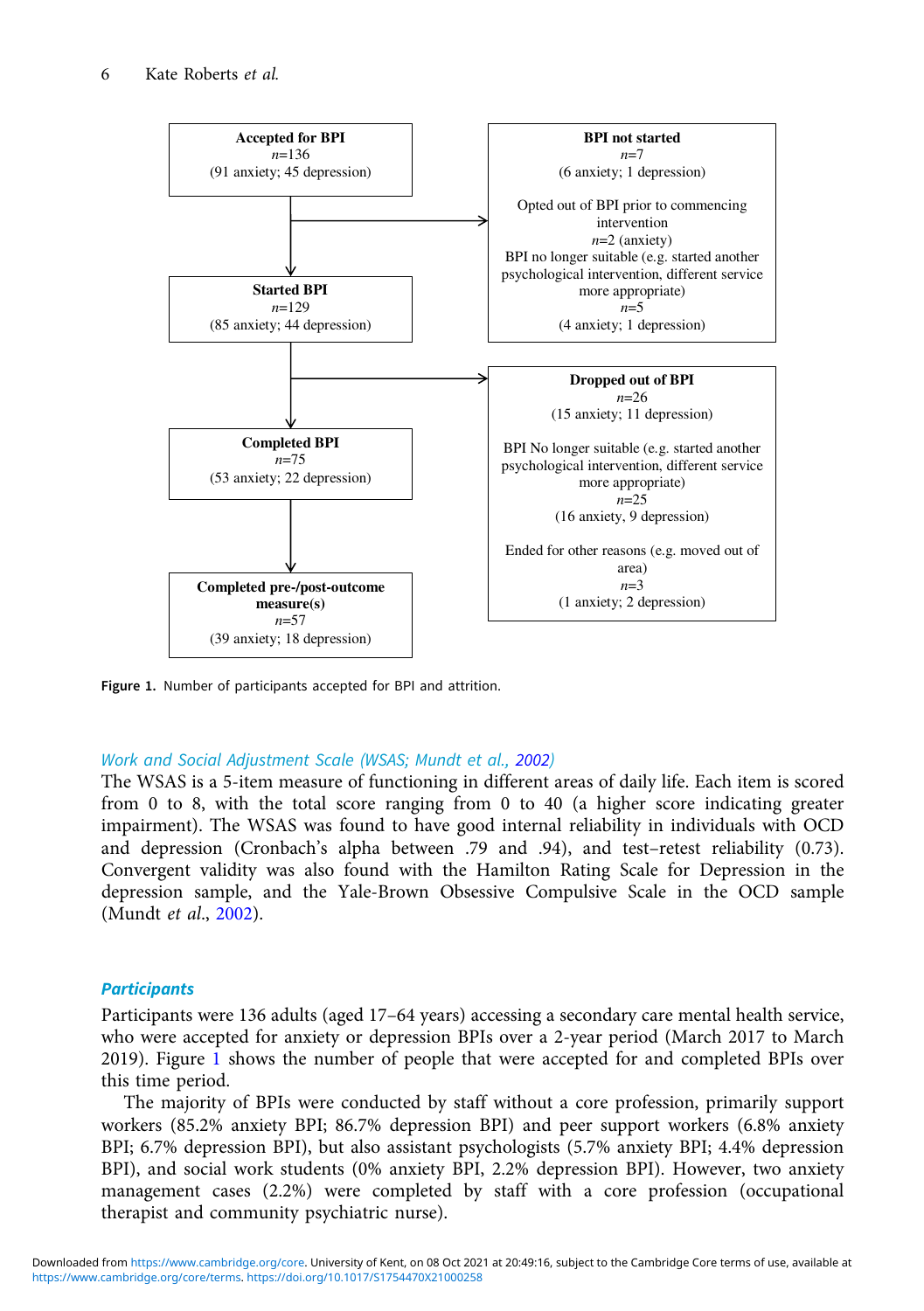**Accepted for BPI**
*n*=136
(91 anxiety; 45 depression)

**BPI not started**
*n*=7
(6 anxiety; 1 depression)

Opted out of BPI prior to commencing intervention
*n*=2 (anxiety)
BPI no longer suitable (e.g. started another psychological intervention, different service more appropriate)
*n*=5
(4 anxiety; 1 depression)

**Started BPI**
*n*=129
(85 anxiety; 44 depression)

**Dropped out of BPI**
*n*=26
(15 anxiety; 11 depression)

BPI No longer suitable (e.g. started another psychological intervention, different service more appropriate)
*n*=25
(16 anxiety, 9 depression)

Ended for other reasons (e.g. moved out of area)
*n*=3
(1 anxiety; 2 depression)

**Completed BPI**
*n*=75
(53 anxiety; 22 depression)

**Completed pre-/post-outcome measure(s)**
*n*=57
(39 anxiety; 18 depression)

**Figure 1.** Number of participants accepted for BPI and attrition.

*Work and Social Adjustment Scale (WSAS; Mundt et al., 2002)*

The WSAS is a 5-item measure of functioning in different areas of daily life. Each item is scored from 0 to 8, with the total score ranging from 0 to 40 (a higher score indicating greater impairment). The WSAS was found to have good internal reliability in individuals with OCD and depression (Cronbach's alpha between .79 and .94), and test–retest reliability (0.73). Convergent validity was also found with the Hamilton Rating Scale for Depression in the depression sample, and the Yale-Brown Obsessive Compulsive Scale in the OCD sample (Mundt *et al*., 2002).

### Participants

Participants were 136 adults (aged 17–64 years) accessing a secondary care mental health service, who were accepted for anxiety or depression BPIs over a 2-year period (March 2017 to March 2019). Figure 1 shows the number of people that were accepted for and completed BPIs over this time period.

The majority of BPIs were conducted by staff without a core profession, primarily support workers (85.2% anxiety BPI; 86.7% depression BPI) and peer support workers (6.8% anxiety BPI; 6.7% depression BPI), but also assistant psychologists (5.7% anxiety BPI; 4.4% depression BPI), and social work students (0% anxiety BPI, 2.2% depression BPI). However, two anxiety management cases (2.2%) were completed by staff with a core profession (occupational therapist and community psychiatric nurse).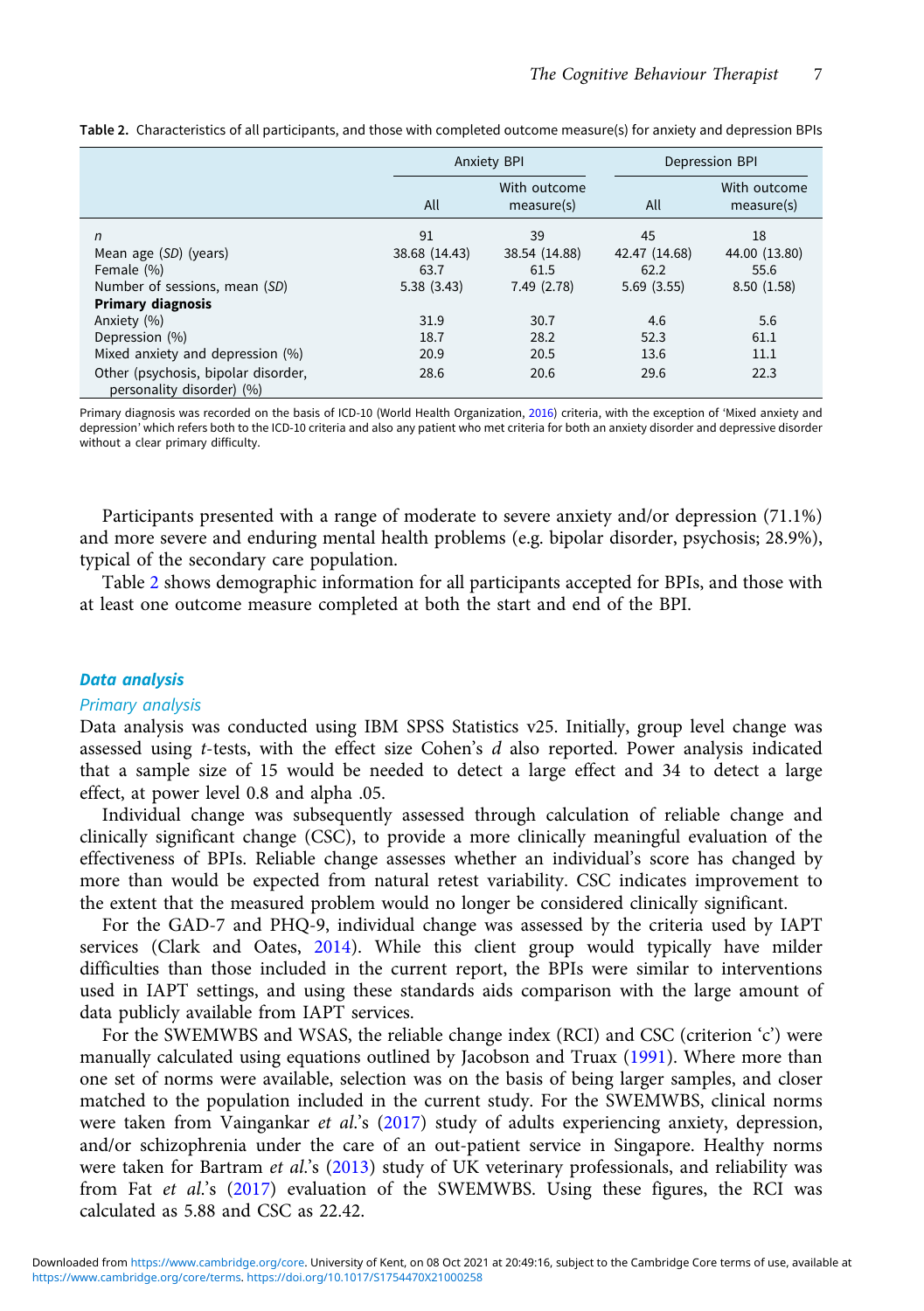**Table 2.** Characteristics of all participants, and those with completed outcome measure(s) for anxiety and depression BPIs

| | Anxiety BPI | | Depression BPI | |
|---|---|---|---|---|
| | All | With outcome measure(s) | All | With outcome measure(s) |
| *n* | 91 | 39 | 45 | 18 |
| Mean age (*SD*) (years) | 38.68 (14.43) | 38.54 (14.88) | 42.47 (14.68) | 44.00 (13.80) |
| Female (%) | 63.7 | 61.5 | 62.2 | 55.6 |
| Number of sessions, mean (*SD*) | 5.38 (3.43) | 7.49 (2.78) | 5.69 (3.55) | 8.50 (1.58) |
| **Primary diagnosis** | | | | |
| Anxiety (%) | 31.9 | 30.7 | 4.6 | 5.6 |
| Depression (%) | 18.7 | 28.2 | 52.3 | 61.1 |
| Mixed anxiety and depression (%) | 20.9 | 20.5 | 13.6 | 11.1 |
| Other (psychosis, bipolar disorder, personality disorder) (%) | 28.6 | 20.6 | 29.6 | 22.3 |

Primary diagnosis was recorded on the basis of ICD-10 (World Health Organization, 2016) criteria, with the exception of 'Mixed anxiety and depression' which refers both to the ICD-10 criteria and also any patient who met criteria for both an anxiety disorder and depressive disorder without a clear primary difficulty.

Participants presented with a range of moderate to severe anxiety and/or depression (71.1%) and more severe and enduring mental health problems (e.g. bipolar disorder, psychosis; 28.9%), typical of the secondary care population.

Table 2 shows demographic information for all participants accepted for BPIs, and those with at least one outcome measure completed at both the start and end of the BPI.

## Data analysis

### Primary analysis

Data analysis was conducted using IBM SPSS Statistics v25. Initially, group level change was assessed using *t*-tests, with the effect size Cohen's *d* also reported. Power analysis indicated that a sample size of 15 would be needed to detect a large effect and 34 to detect a large effect, at power level 0.8 and alpha .05.

Individual change was subsequently assessed through calculation of reliable change and clinically significant change (CSC), to provide a more clinically meaningful evaluation of the effectiveness of BPIs. Reliable change assesses whether an individual's score has changed by more than would be expected from natural retest variability. CSC indicates improvement to the extent that the measured problem would no longer be considered clinically significant.

For the GAD-7 and PHQ-9, individual change was assessed by the criteria used by IAPT services (Clark and Oates, 2014). While this client group would typically have milder difficulties than those included in the current report, the BPIs were similar to interventions used in IAPT settings, and using these standards aids comparison with the large amount of data publicly available from IAPT services.

For the SWEMWBS and WSAS, the reliable change index (RCI) and CSC (criterion 'c') were manually calculated using equations outlined by Jacobson and Truax (1991). Where more than one set of norms were available, selection was on the basis of being larger samples, and closer matched to the population included in the current study. For the SWEMWBS, clinical norms were taken from Vaingankar *et al.*'s (2017) study of adults experiencing anxiety, depression, and/or schizophrenia under the care of an out-patient service in Singapore. Healthy norms were taken for Bartram *et al.*'s (2013) study of UK veterinary professionals, and reliability was from Fat *et al.*'s (2017) evaluation of the SWEMWBS. Using these figures, the RCI was calculated as 5.88 and CSC as 22.42.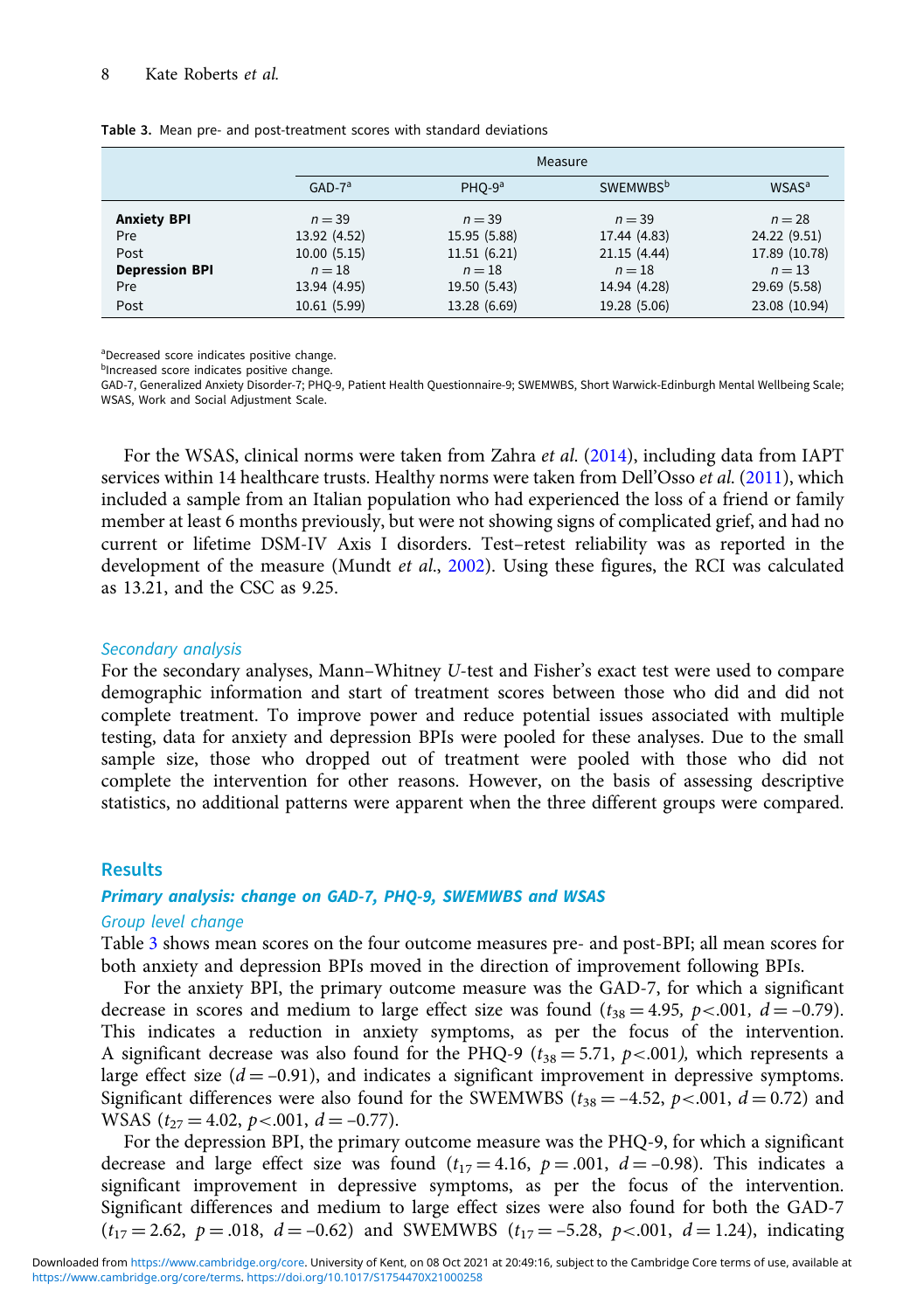**Table 3.** Mean pre- and post-treatment scores with standard deviations

| | Measure | | | |
|---|---|---|---|---|
| | GAD-7[a] | PHQ-9[a] | SWEMWBS[b] | WSAS[a] |
| **Anxiety BPI** | $n = 39$ | $n = 39$ | $n = 39$ | $n = 28$ |
| Pre | 13.92 (4.52) | 15.95 (5.88) | 17.44 (4.83) | 24.22 (9.51) |
| Post | 10.00 (5.15) | 11.51 (6.21) | 21.15 (4.44) | 17.89 (10.78) |
| **Depression BPI** | $n = 18$ | $n = 18$ | $n = 18$ | $n = 13$ |
| Pre | 13.94 (4.95) | 19.50 (5.43) | 14.94 (4.28) | 29.69 (5.58) |
| Post | 10.61 (5.99) | 13.28 (6.69) | 19.28 (5.06) | 23.08 (10.94) |

[a]Decreased score indicates positive change.
[b]Increased score indicates positive change.
GAD-7, Generalized Anxiety Disorder-7; PHQ-9, Patient Health Questionnaire-9; SWEMWBS, Short Warwick-Edinburgh Mental Wellbeing Scale; WSAS, Work and Social Adjustment Scale.

For the WSAS, clinical norms were taken from Zahra *et al*. (2014), including data from IAPT services within 14 healthcare trusts. Healthy norms were taken from Dell'Osso *et al*. (2011), which included a sample from an Italian population who had experienced the loss of a friend or family member at least 6 months previously, but were not showing signs of complicated grief, and had no current or lifetime DSM-IV Axis I disorders. Test–retest reliability was as reported in the development of the measure (Mundt *et al*., 2002). Using these figures, the RCI was calculated as 13.21, and the CSC as 9.25.

#### *Secondary analysis*

For the secondary analyses, Mann–Whitney *U*-test and Fisher's exact test were used to compare demographic information and start of treatment scores between those who did and did not complete treatment. To improve power and reduce potential issues associated with multiple testing, data for anxiety and depression BPIs were pooled for these analyses. Due to the small sample size, those who dropped out of treatment were pooled with those who did not complete the intervention for other reasons. However, on the basis of assessing descriptive statistics, no additional patterns were apparent when the three different groups were compared.

## Results

### *Primary analysis: change on GAD-7, PHQ-9, SWEMWBS and WSAS*

#### *Group level change*

Table 3 shows mean scores on the four outcome measures pre- and post-BPI; all mean scores for both anxiety and depression BPIs moved in the direction of improvement following BPIs.

For the anxiety BPI, the primary outcome measure was the GAD-7, for which a significant decrease in scores and medium to large effect size was found ($t_{38} = 4.95$, $p < .001$, $d = –0.79$). This indicates a reduction in anxiety symptoms, as per the focus of the intervention. A significant decrease was also found for the PHQ-9 ($t_{38} = 5.71$, $p < .001$), which represents a large effect size ($d = –0.91$), and indicates a significant improvement in depressive symptoms. Significant differences were also found for the SWEMWBS ($t_{38} = –4.52$, $p < .001$, $d = 0.72$) and WSAS ($t_{27} = 4.02$, $p < .001$, $d = –0.77$).

For the depression BPI, the primary outcome measure was the PHQ-9, for which a significant decrease and large effect size was found ($t_{17} = 4.16$, $p = .001$, $d = –0.98$). This indicates a significant improvement in depressive symptoms, as per the focus of the intervention. Significant differences and medium to large effect sizes were also found for both the GAD-7 ($t_{17} = 2.62$, $p = .018$, $d = –0.62$) and SWEMWBS ($t_{17} = –5.28$, $p < .001$, $d = 1.24$), indicating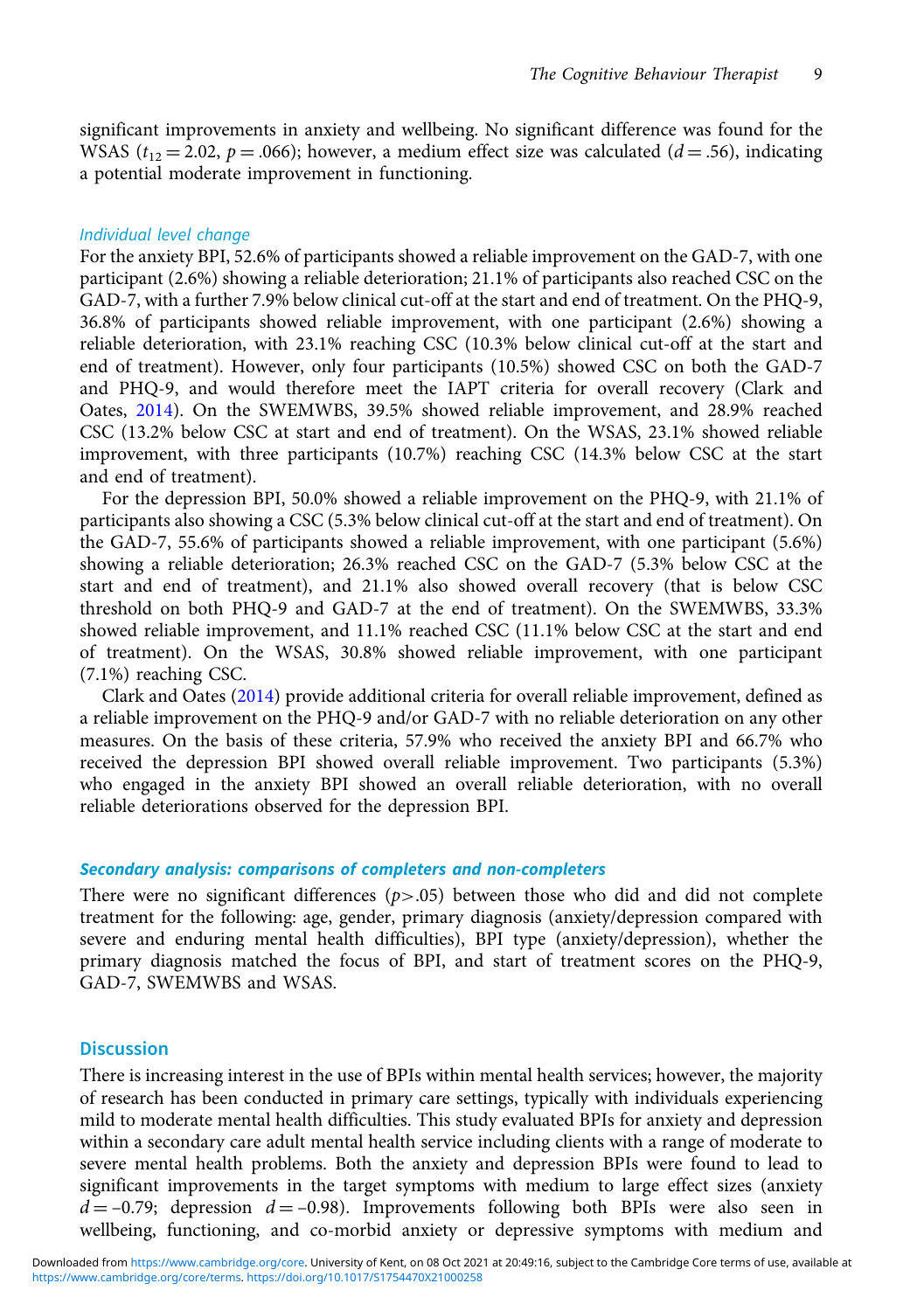significant improvements in anxiety and wellbeing. No significant difference was found for the WSAS ($t_{12} = 2.02$, $p = .066$); however, a medium effect size was calculated ($d = .56$), indicating a potential moderate improvement in functioning.

### *Individual level change*

For the anxiety BPI, 52.6% of participants showed a reliable improvement on the GAD-7, with one participant (2.6%) showing a reliable deterioration; 21.1% of participants also reached CSC on the GAD-7, with a further 7.9% below clinical cut-off at the start and end of treatment. On the PHQ-9, 36.8% of participants showed reliable improvement, with one participant (2.6%) showing a reliable deterioration, with 23.1% reaching CSC (10.3% below clinical cut-off at the start and end of treatment). However, only four participants (10.5%) showed CSC on both the GAD-7 and PHQ-9, and would therefore meet the IAPT criteria for overall recovery (Clark and Oates, 2014). On the SWEMWBS, 39.5% showed reliable improvement, and 28.9% reached CSC (13.2% below CSC at start and end of treatment). On the WSAS, 23.1% showed reliable improvement, with three participants (10.7%) reaching CSC (14.3% below CSC at the start and end of treatment).

For the depression BPI, 50.0% showed a reliable improvement on the PHQ-9, with 21.1% of participants also showing a CSC (5.3% below clinical cut-off at the start and end of treatment). On the GAD-7, 55.6% of participants showed a reliable improvement, with one participant (5.6%) showing a reliable deterioration; 26.3% reached CSC on the GAD-7 (5.3% below CSC at the start and end of treatment), and 21.1% also showed overall recovery (that is below CSC threshold on both PHQ-9 and GAD-7 at the end of treatment). On the SWEMWBS, 33.3% showed reliable improvement, and 11.1% reached CSC (11.1% below CSC at the start and end of treatment). On the WSAS, 30.8% showed reliable improvement, with one participant (7.1%) reaching CSC.

Clark and Oates (2014) provide additional criteria for overall reliable improvement, defined as a reliable improvement on the PHQ-9 and/or GAD-7 with no reliable deterioration on any other measures. On the basis of these criteria, 57.9% who received the anxiety BPI and 66.7% who received the depression BPI showed overall reliable improvement. Two participants (5.3%) who engaged in the anxiety BPI showed an overall reliable deterioration, with no overall reliable deteriorations observed for the depression BPI.

### ***Secondary analysis: comparisons of completers and non-completers***

There were no significant differences ($p > .05$) between those who did and did not complete treatment for the following: age, gender, primary diagnosis (anxiety/depression compared with severe and enduring mental health difficulties), BPI type (anxiety/depression), whether the primary diagnosis matched the focus of BPI, and start of treatment scores on the PHQ-9, GAD-7, SWEMWBS and WSAS.

## Discussion

There is increasing interest in the use of BPIs within mental health services; however, the majority of research has been conducted in primary care settings, typically with individuals experiencing mild to moderate mental health difficulties. This study evaluated BPIs for anxiety and depression within a secondary care adult mental health service including clients with a range of moderate to severe mental health problems. Both the anxiety and depression BPIs were found to lead to significant improvements in the target symptoms with medium to large effect sizes (anxiety $d = -0.79$; depression $d = -0.98$). Improvements following both BPIs were also seen in wellbeing, functioning, and co-morbid anxiety or depressive symptoms with medium and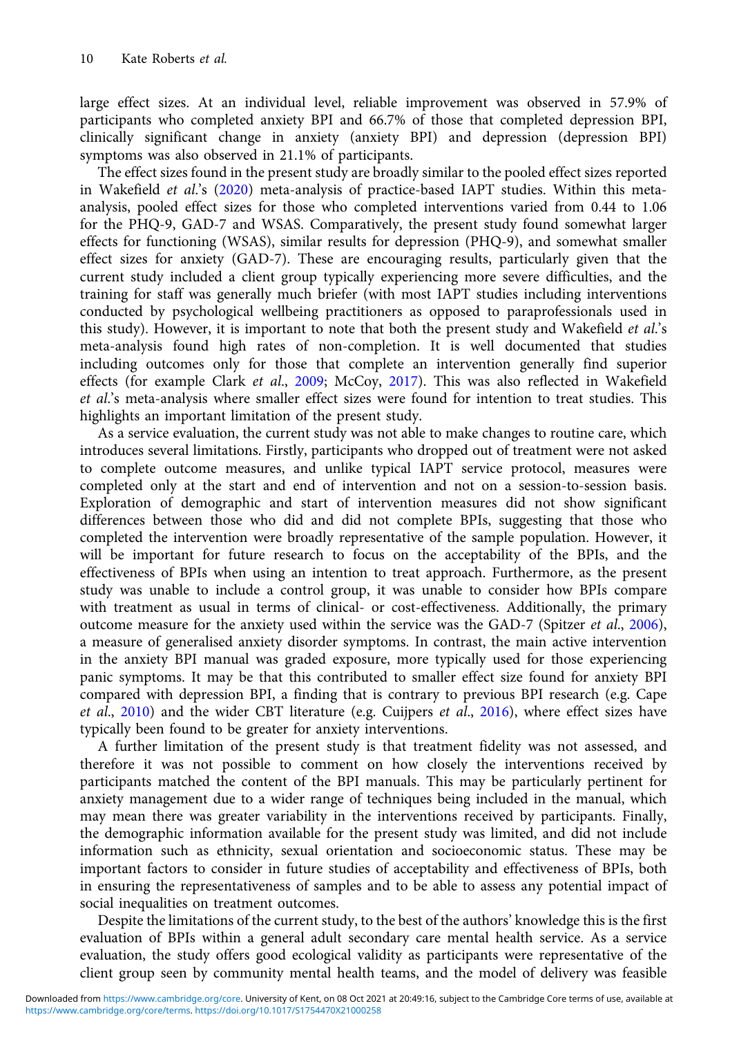large effect sizes. At an individual level, reliable improvement was observed in 57.9% of participants who completed anxiety BPI and 66.7% of those that completed depression BPI, clinically significant change in anxiety (anxiety BPI) and depression (depression BPI) symptoms was also observed in 21.1% of participants.

The effect sizes found in the present study are broadly similar to the pooled effect sizes reported in Wakefield *et al.*'s (2020) meta-analysis of practice-based IAPT studies. Within this meta-analysis, pooled effect sizes for those who completed interventions varied from 0.44 to 1.06 for the PHQ-9, GAD-7 and WSAS. Comparatively, the present study found somewhat larger effects for functioning (WSAS), similar results for depression (PHQ-9), and somewhat smaller effect sizes for anxiety (GAD-7). These are encouraging results, particularly given that the current study included a client group typically experiencing more severe difficulties, and the training for staff was generally much briefer (with most IAPT studies including interventions conducted by psychological wellbeing practitioners as opposed to paraprofessionals used in this study). However, it is important to note that both the present study and Wakefield *et al.*'s meta-analysis found high rates of non-completion. It is well documented that studies including outcomes only for those that complete an intervention generally find superior effects (for example Clark *et al.*, 2009; McCoy, 2017). This was also reflected in Wakefield *et al.*'s meta-analysis where smaller effect sizes were found for intention to treat studies. This highlights an important limitation of the present study.

As a service evaluation, the current study was not able to make changes to routine care, which introduces several limitations. Firstly, participants who dropped out of treatment were not asked to complete outcome measures, and unlike typical IAPT service protocol, measures were completed only at the start and end of intervention and not on a session-to-session basis. Exploration of demographic and start of intervention measures did not show significant differences between those who did and did not complete BPIs, suggesting that those who completed the intervention were broadly representative of the sample population. However, it will be important for future research to focus on the acceptability of the BPIs, and the effectiveness of BPIs when using an intention to treat approach. Furthermore, as the present study was unable to include a control group, it was unable to consider how BPIs compare with treatment as usual in terms of clinical- or cost-effectiveness. Additionally, the primary outcome measure for the anxiety used within the service was the GAD-7 (Spitzer *et al.*, 2006), a measure of generalised anxiety disorder symptoms. In contrast, the main active intervention in the anxiety BPI manual was graded exposure, more typically used for those experiencing panic symptoms. It may be that this contributed to smaller effect size found for anxiety BPI compared with depression BPI, a finding that is contrary to previous BPI research (e.g. Cape *et al.*, 2010) and the wider CBT literature (e.g. Cuijpers *et al.*, 2016), where effect sizes have typically been found to be greater for anxiety interventions.

A further limitation of the present study is that treatment fidelity was not assessed, and therefore it was not possible to comment on how closely the interventions received by participants matched the content of the BPI manuals. This may be particularly pertinent for anxiety management due to a wider range of techniques being included in the manual, which may mean there was greater variability in the interventions received by participants. Finally, the demographic information available for the present study was limited, and did not include information such as ethnicity, sexual orientation and socioeconomic status. These may be important factors to consider in future studies of acceptability and effectiveness of BPIs, both in ensuring the representativeness of samples and to be able to assess any potential impact of social inequalities on treatment outcomes.

Despite the limitations of the current study, to the best of the authors' knowledge this is the first evaluation of BPIs within a general adult secondary care mental health service. As a service evaluation, the study offers good ecological validity as participants were representative of the client group seen by community mental health teams, and the model of delivery was feasible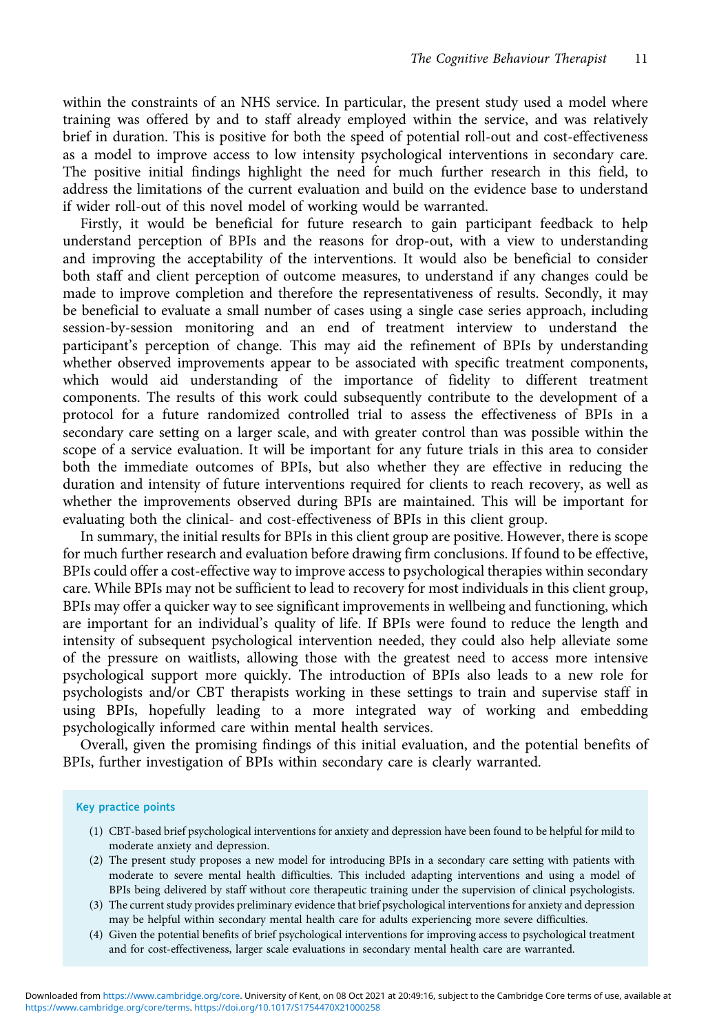within the constraints of an NHS service. In particular, the present study used a model where training was offered by and to staff already employed within the service, and was relatively brief in duration. This is positive for both the speed of potential roll-out and cost-effectiveness as a model to improve access to low intensity psychological interventions in secondary care. The positive initial findings highlight the need for much further research in this field, to address the limitations of the current evaluation and build on the evidence base to understand if wider roll-out of this novel model of working would be warranted.

Firstly, it would be beneficial for future research to gain participant feedback to help understand perception of BPIs and the reasons for drop-out, with a view to understanding and improving the acceptability of the interventions. It would also be beneficial to consider both staff and client perception of outcome measures, to understand if any changes could be made to improve completion and therefore the representativeness of results. Secondly, it may be beneficial to evaluate a small number of cases using a single case series approach, including session-by-session monitoring and an end of treatment interview to understand the participant's perception of change. This may aid the refinement of BPIs by understanding whether observed improvements appear to be associated with specific treatment components, which would aid understanding of the importance of fidelity to different treatment components. The results of this work could subsequently contribute to the development of a protocol for a future randomized controlled trial to assess the effectiveness of BPIs in a secondary care setting on a larger scale, and with greater control than was possible within the scope of a service evaluation. It will be important for any future trials in this area to consider both the immediate outcomes of BPIs, but also whether they are effective in reducing the duration and intensity of future interventions required for clients to reach recovery, as well as whether the improvements observed during BPIs are maintained. This will be important for evaluating both the clinical- and cost-effectiveness of BPIs in this client group.

In summary, the initial results for BPIs in this client group are positive. However, there is scope for much further research and evaluation before drawing firm conclusions. If found to be effective, BPIs could offer a cost-effective way to improve access to psychological therapies within secondary care. While BPIs may not be sufficient to lead to recovery for most individuals in this client group, BPIs may offer a quicker way to see significant improvements in wellbeing and functioning, which are important for an individual's quality of life. If BPIs were found to reduce the length and intensity of subsequent psychological intervention needed, they could also help alleviate some of the pressure on waitlists, allowing those with the greatest need to access more intensive psychological support more quickly. The introduction of BPIs also leads to a new role for psychologists and/or CBT therapists working in these settings to train and supervise staff in using BPIs, hopefully leading to a more integrated way of working and embedding psychologically informed care within mental health services.

Overall, given the promising findings of this initial evaluation, and the potential benefits of BPIs, further investigation of BPIs within secondary care is clearly warranted.

**Key practice points**

(1) CBT-based brief psychological interventions for anxiety and depression have been found to be helpful for mild to moderate anxiety and depression.

(2) The present study proposes a new model for introducing BPIs in a secondary care setting with patients with moderate to severe mental health difficulties. This included adapting interventions and using a model of BPIs being delivered by staff without core therapeutic training under the supervision of clinical psychologists.

(3) The current study provides preliminary evidence that brief psychological interventions for anxiety and depression may be helpful within secondary mental health care for adults experiencing more severe difficulties.

(4) Given the potential benefits of brief psychological interventions for improving access to psychological treatment and for cost-effectiveness, larger scale evaluations in secondary mental health care are warranted.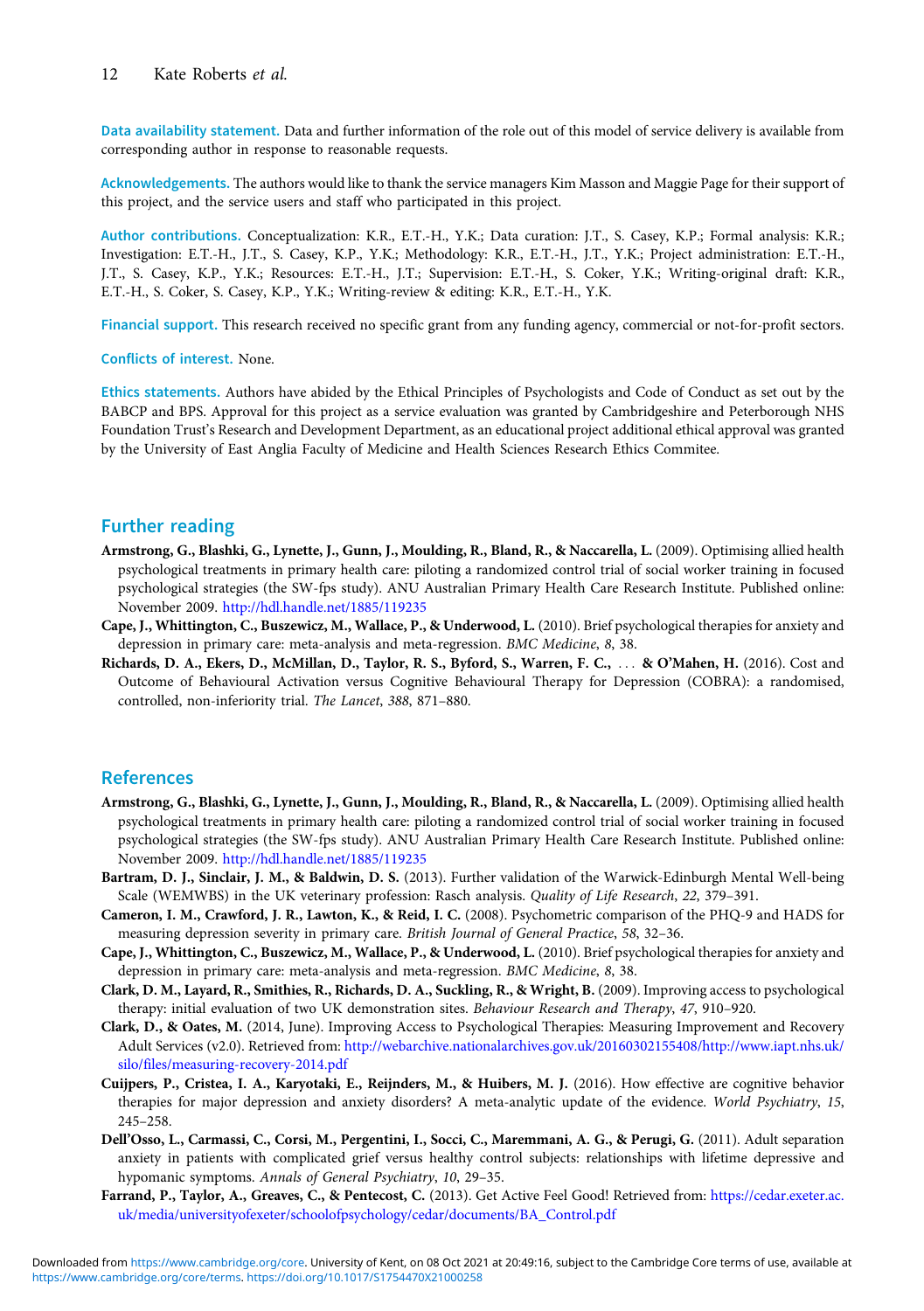**Data availability statement.** Data and further information of the role out of this model of service delivery is available from corresponding author in response to reasonable requests.

**Acknowledgements.** The authors would like to thank the service managers Kim Masson and Maggie Page for their support of this project, and the service users and staff who participated in this project.

**Author contributions.** Conceptualization: K.R., E.T.-H., Y.K.; Data curation: J.T., S. Casey, K.P.; Formal analysis: K.R.; Investigation: E.T.-H., J.T., S. Casey, K.P., Y.K.; Methodology: K.R., E.T.-H., J.T., Y.K.; Project administration: E.T.-H., J.T., S. Casey, K.P., Y.K.; Resources: E.T.-H., J.T.; Supervision: E.T.-H., S. Coker, Y.K.; Writing-original draft: K.R., E.T.-H., S. Coker, S. Casey, K.P., Y.K.; Writing-review & editing: K.R., E.T.-H., Y.K.

**Financial support.** This research received no specific grant from any funding agency, commercial or not-for-profit sectors.

**Conflicts of interest.** None.

**Ethics statements.** Authors have abided by the Ethical Principles of Psychologists and Code of Conduct as set out by the BABCP and BPS. Approval for this project as a service evaluation was granted by Cambridgeshire and Peterborough NHS Foundation Trust's Research and Development Department, as an educational project additional ethical approval was granted by the University of East Anglia Faculty of Medicine and Health Sciences Research Ethics Commitee.

## Further reading

**Armstrong, G., Blashki, G., Lynette, J., Gunn, J., Moulding, R., Bland, R., & Naccarella, L.** (2009). Optimising allied health psychological treatments in primary health care: piloting a randomized control trial of social worker training in focused psychological strategies (the SW-fps study). ANU Australian Primary Health Care Research Institute. Published online: November 2009. http://hdl.handle.net/1885/119235

**Cape, J., Whittington, C., Buszewicz, M., Wallace, P., & Underwood, L.** (2010). Brief psychological therapies for anxiety and depression in primary care: meta-analysis and meta-regression. *BMC Medicine*, *8*, 38.

**Richards, D. A., Ekers, D., McMillan, D., Taylor, R. S., Byford, S., Warren, F. C., ... & O'Mahen, H.** (2016). Cost and Outcome of Behavioural Activation versus Cognitive Behavioural Therapy for Depression (COBRA): a randomised, controlled, non-inferiority trial. *The Lancet*, *388*, 871–880.

## References

**Armstrong, G., Blashki, G., Lynette, J., Gunn, J., Moulding, R., Bland, R., & Naccarella, L.** (2009). Optimising allied health psychological treatments in primary health care: piloting a randomized control trial of social worker training in focused psychological strategies (the SW-fps study). ANU Australian Primary Health Care Research Institute. Published online: November 2009. http://hdl.handle.net/1885/119235

**Bartram, D. J., Sinclair, J. M., & Baldwin, D. S.** (2013). Further validation of the Warwick-Edinburgh Mental Well-being Scale (WEMWBS) in the UK veterinary profession: Rasch analysis. *Quality of Life Research*, *22*, 379–391.

**Cameron, I. M., Crawford, J. R., Lawton, K., & Reid, I. C.** (2008). Psychometric comparison of the PHQ-9 and HADS for measuring depression severity in primary care. *British Journal of General Practice*, *58*, 32–36.

**Cape, J., Whittington, C., Buszewicz, M., Wallace, P., & Underwood, L.** (2010). Brief psychological therapies for anxiety and depression in primary care: meta-analysis and meta-regression. *BMC Medicine*, *8*, 38.

**Clark, D. M., Layard, R., Smithies, R., Richards, D. A., Suckling, R., & Wright, B.** (2009). Improving access to psychological therapy: initial evaluation of two UK demonstration sites. *Behaviour Research and Therapy*, *47*, 910–920.

**Clark, D., & Oates, M.** (2014, June). Improving Access to Psychological Therapies: Measuring Improvement and Recovery Adult Services (v2.0). Retrieved from: http://webarchive.nationalarchives.gov.uk/20160302155408/http://www.iapt.nhs.uk/silo/files/measuring-recovery-2014.pdf

**Cuijpers, P., Cristea, I. A., Karyotaki, E., Reijnders, M., & Huibers, M. J.** (2016). How effective are cognitive behavior therapies for major depression and anxiety disorders? A meta-analytic update of the evidence. *World Psychiatry*, *15*, 245–258.

**Dell'Osso, L., Carmassi, C., Corsi, M., Pergentini, I., Socci, C., Maremmani, A. G., & Perugi, G.** (2011). Adult separation anxiety in patients with complicated grief versus healthy control subjects: relationships with lifetime depressive and hypomanic symptoms. *Annals of General Psychiatry*, *10*, 29–35.

**Farrand, P., Taylor, A., Greaves, C., & Pentecost, C.** (2013). Get Active Feel Good! Retrieved from: https://cedar.exeter.ac.uk/media/universityofexeter/schoolofpsychology/cedar/documents/BA_Control.pdf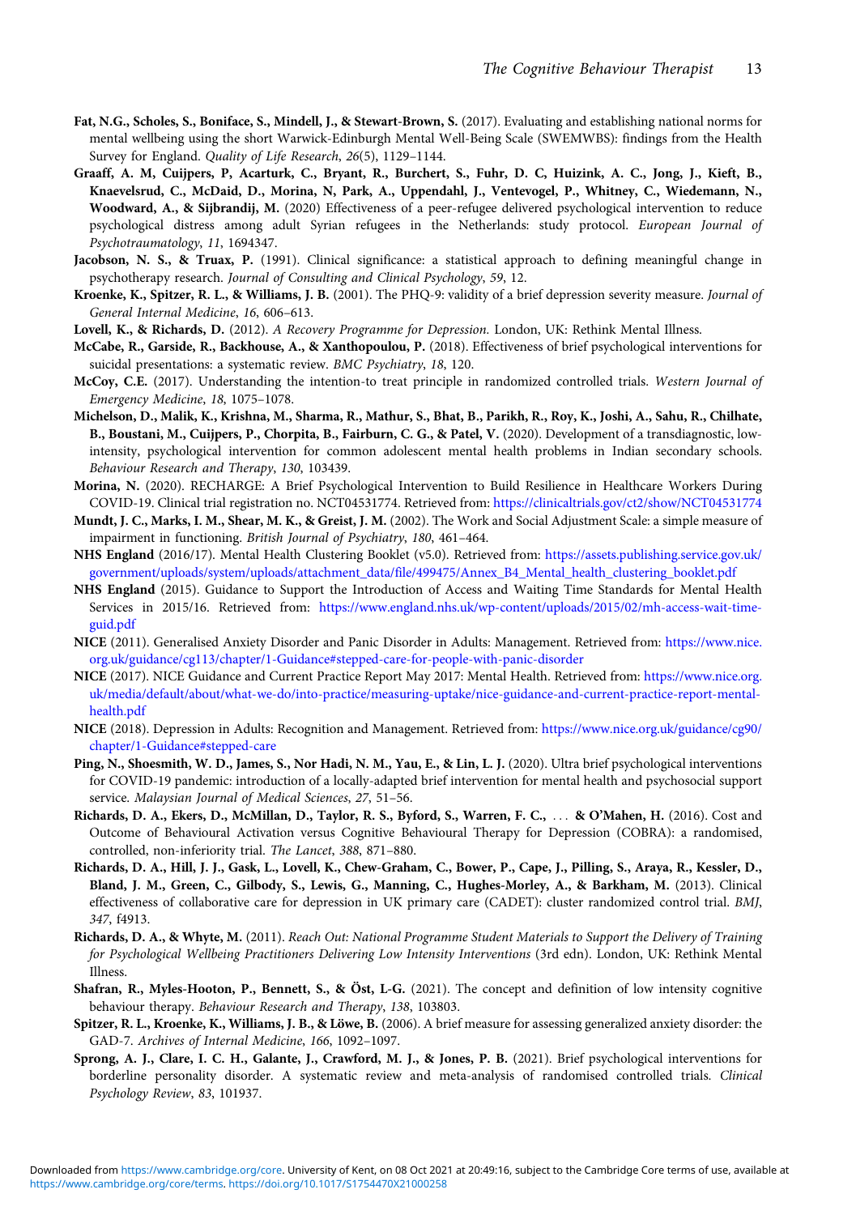**Fat, N.G., Scholes, S., Boniface, S., Mindell, J., & Stewart-Brown, S.** (2017). Evaluating and establishing national norms for mental wellbeing using the short Warwick-Edinburgh Mental Well-Being Scale (SWEMWBS): findings from the Health Survey for England. *Quality of Life Research*, *26*(5), 1129–1144.

**Graaff, A. M, Cuijpers, P, Acarturk, C., Bryant, R., Burchert, S., Fuhr, D. C, Huizink, A. C., Jong, J., Kieft, B., Knaevelsrud, C., McDaid, D., Morina, N, Park, A., Uppendahl, J., Ventevogel, P., Whitney, C., Wiedemann, N., Woodward, A., & Sijbrandij, M.** (2020) Effectiveness of a peer-refugee delivered psychological intervention to reduce psychological distress among adult Syrian refugees in the Netherlands: study protocol. *European Journal of Psychotraumatology*, *11*, 1694347.

**Jacobson, N. S., & Truax, P.** (1991). Clinical significance: a statistical approach to defining meaningful change in psychotherapy research. *Journal of Consulting and Clinical Psychology*, *59*, 12.

**Kroenke, K., Spitzer, R. L., & Williams, J. B.** (2001). The PHQ-9: validity of a brief depression severity measure. *Journal of General Internal Medicine*, *16*, 606–613.

**Lovell, K., & Richards, D.** (2012). *A Recovery Programme for Depression.* London, UK: Rethink Mental Illness.

**McCabe, R., Garside, R., Backhouse, A., & Xanthopoulou, P.** (2018). Effectiveness of brief psychological interventions for suicidal presentations: a systematic review. *BMC Psychiatry*, *18*, 120.

**McCoy, C.E.** (2017). Understanding the intention-to treat principle in randomized controlled trials. *Western Journal of Emergency Medicine*, *18*, 1075–1078.

**Michelson, D., Malik, K., Krishna, M., Sharma, R., Mathur, S., Bhat, B., Parikh, R., Roy, K., Joshi, A., Sahu, R., Chilhate, B., Boustani, M., Cuijpers, P., Chorpita, B., Fairburn, C. G., & Patel, V.** (2020). Development of a transdiagnostic, low-intensity, psychological intervention for common adolescent mental health problems in Indian secondary schools. *Behaviour Research and Therapy*, *130*, 103439.

**Morina, N.** (2020). RECHARGE: A Brief Psychological Intervention to Build Resilience in Healthcare Workers During COVID-19. Clinical trial registration no. NCT04531774. Retrieved from: https://clinicaltrials.gov/ct2/show/NCT04531774

**Mundt, J. C., Marks, I. M., Shear, M. K., & Greist, J. M.** (2002). The Work and Social Adjustment Scale: a simple measure of impairment in functioning. *British Journal of Psychiatry*, *180*, 461–464.

**NHS England** (2016/17). Mental Health Clustering Booklet (v5.0). Retrieved from: https://assets.publishing.service.gov.uk/government/uploads/system/uploads/attachment_data/file/499475/Annex_B4_Mental_health_clustering_booklet.pdf

**NHS England** (2015). Guidance to Support the Introduction of Access and Waiting Time Standards for Mental Health Services in 2015/16. Retrieved from: https://www.england.nhs.uk/wp-content/uploads/2015/02/mh-access-wait-time-guid.pdf

**NICE** (2011). Generalised Anxiety Disorder and Panic Disorder in Adults: Management. Retrieved from: https://www.nice.org.uk/guidance/cg113/chapter/1-Guidance#stepped-care-for-people-with-panic-disorder

**NICE** (2017). NICE Guidance and Current Practice Report May 2017: Mental Health. Retrieved from: https://www.nice.org.uk/media/default/about/what-we-do/into-practice/measuring-uptake/nice-guidance-and-current-practice-report-mental-health.pdf

**NICE** (2018). Depression in Adults: Recognition and Management. Retrieved from: https://www.nice.org.uk/guidance/cg90/chapter/1-Guidance#stepped-care

**Ping, N., Shoesmith, W. D., James, S., Nor Hadi, N. M., Yau, E., & Lin, L. J.** (2020). Ultra brief psychological interventions for COVID-19 pandemic: introduction of a locally-adapted brief intervention for mental health and psychosocial support service. *Malaysian Journal of Medical Sciences*, *27*, 51–56.

**Richards, D. A., Ekers, D., McMillan, D., Taylor, R. S., Byford, S., Warren, F. C., … & O'Mahen, H.** (2016). Cost and Outcome of Behavioural Activation versus Cognitive Behavioural Therapy for Depression (COBRA): a randomised, controlled, non-inferiority trial. *The Lancet*, *388*, 871–880.

**Richards, D. A., Hill, J. J., Gask, L., Lovell, K., Chew-Graham, C., Bower, P., Cape, J., Pilling, S., Araya, R., Kessler, D., Bland, J. M., Green, C., Gilbody, S., Lewis, G., Manning, C., Hughes-Morley, A., & Barkham, M.** (2013). Clinical effectiveness of collaborative care for depression in UK primary care (CADET): cluster randomized control trial. *BMJ*, *347*, f4913.

**Richards, D. A., & Whyte, M.** (2011). *Reach Out: National Programme Student Materials to Support the Delivery of Training for Psychological Wellbeing Practitioners Delivering Low Intensity Interventions* (3rd edn). London, UK: Rethink Mental Illness.

**Shafran, R., Myles-Hooton, P., Bennett, S., & Öst, L-G.** (2021). The concept and definition of low intensity cognitive behaviour therapy. *Behaviour Research and Therapy*, *138*, 103803.

**Spitzer, R. L., Kroenke, K., Williams, J. B., & Löwe, B.** (2006). A brief measure for assessing generalized anxiety disorder: the GAD-7. *Archives of Internal Medicine*, *166*, 1092–1097.

**Sprong, A. J., Clare, I. C. H., Galante, J., Crawford, M. J., & Jones, P. B.** (2021). Brief psychological interventions for borderline personality disorder. A systematic review and meta-analysis of randomised controlled trials. *Clinical Psychology Review*, *83*, 101937.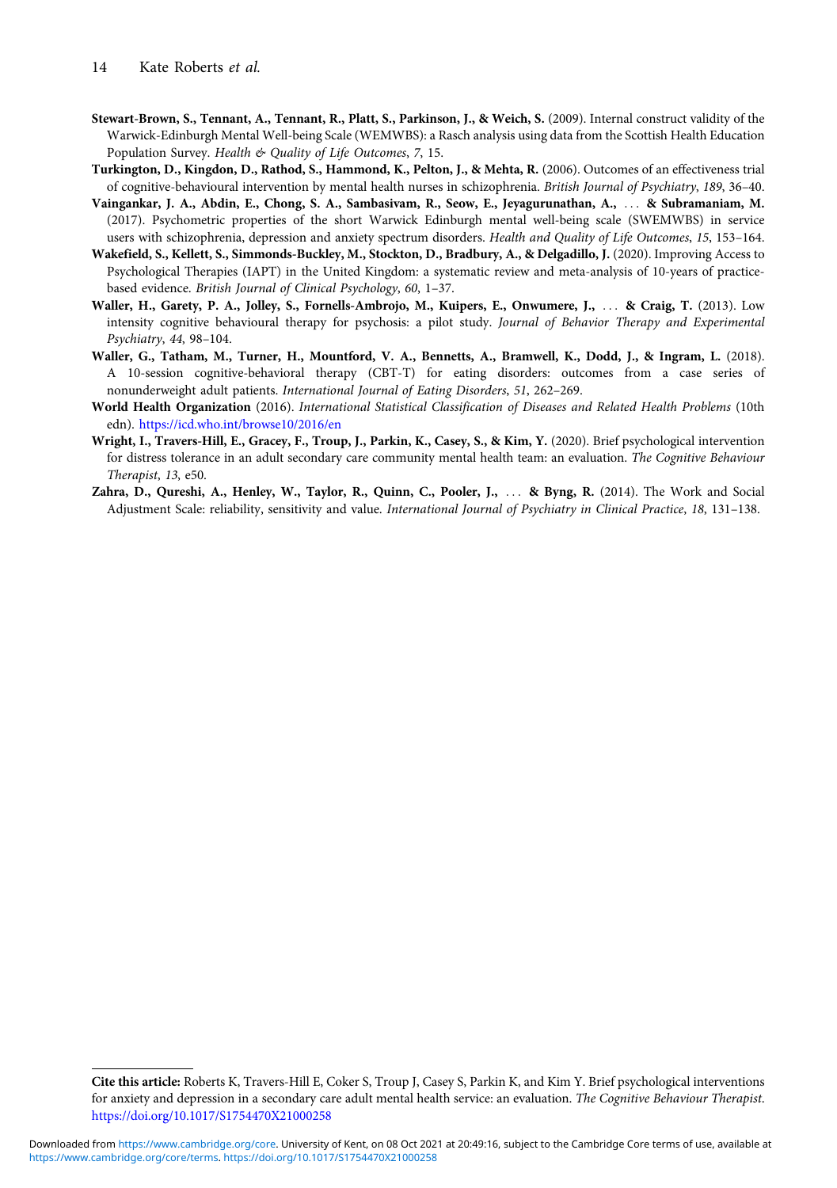**Stewart-Brown, S., Tennant, A., Tennant, R., Platt, S., Parkinson, J., & Weich, S.** (2009). Internal construct validity of the Warwick-Edinburgh Mental Well-being Scale (WEMWBS): a Rasch analysis using data from the Scottish Health Education Population Survey. *Health & Quality of Life Outcomes*, *7*, 15.

**Turkington, D., Kingdon, D., Rathod, S., Hammond, K., Pelton, J., & Mehta, R.** (2006). Outcomes of an effectiveness trial of cognitive-behavioural intervention by mental health nurses in schizophrenia. *British Journal of Psychiatry*, *189*, 36–40.

**Vaingankar, J. A., Abdin, E., Chong, S. A., Sambasivam, R., Seow, E., Jeyagurunathan, A., … & Subramaniam, M.** (2017). Psychometric properties of the short Warwick Edinburgh mental well-being scale (SWEMWBS) in service users with schizophrenia, depression and anxiety spectrum disorders. *Health and Quality of Life Outcomes*, *15*, 153–164.

**Wakefield, S., Kellett, S., Simmonds-Buckley, M., Stockton, D., Bradbury, A., & Delgadillo, J.** (2020). Improving Access to Psychological Therapies (IAPT) in the United Kingdom: a systematic review and meta-analysis of 10-years of practice-based evidence. *British Journal of Clinical Psychology*, *60*, 1–37.

**Waller, H., Garety, P. A., Jolley, S., Fornells-Ambrojo, M., Kuipers, E., Onwumere, J., … & Craig, T.** (2013). Low intensity cognitive behavioural therapy for psychosis: a pilot study. *Journal of Behavior Therapy and Experimental Psychiatry*, *44*, 98–104.

**Waller, G., Tatham, M., Turner, H., Mountford, V. A., Bennetts, A., Bramwell, K., Dodd, J., & Ingram, L.** (2018). A 10-session cognitive-behavioral therapy (CBT-T) for eating disorders: outcomes from a case series of nonunderweight adult patients. *International Journal of Eating Disorders*, *51*, 262–269.

**World Health Organization** (2016). *International Statistical Classification of Diseases and Related Health Problems* (10th edn). https://icd.who.int/browse10/2016/en

**Wright, I., Travers-Hill, E., Gracey, F., Troup, J., Parkin, K., Casey, S., & Kim, Y.** (2020). Brief psychological intervention for distress tolerance in an adult secondary care community mental health team: an evaluation. *The Cognitive Behaviour Therapist*, *13*, e50.

**Zahra, D., Qureshi, A., Henley, W., Taylor, R., Quinn, C., Pooler, J., … & Byng, R.** (2014). The Work and Social Adjustment Scale: reliability, sensitivity and value. *International Journal of Psychiatry in Clinical Practice*, *18*, 131–138.

---

**Cite this article:** Roberts K, Travers-Hill E, Coker S, Troup J, Casey S, Parkin K, and Kim Y. Brief psychological interventions for anxiety and depression in a secondary care adult mental health service: an evaluation. *The Cognitive Behaviour Therapist*. https://doi.org/10.1017/S1754470X21000258